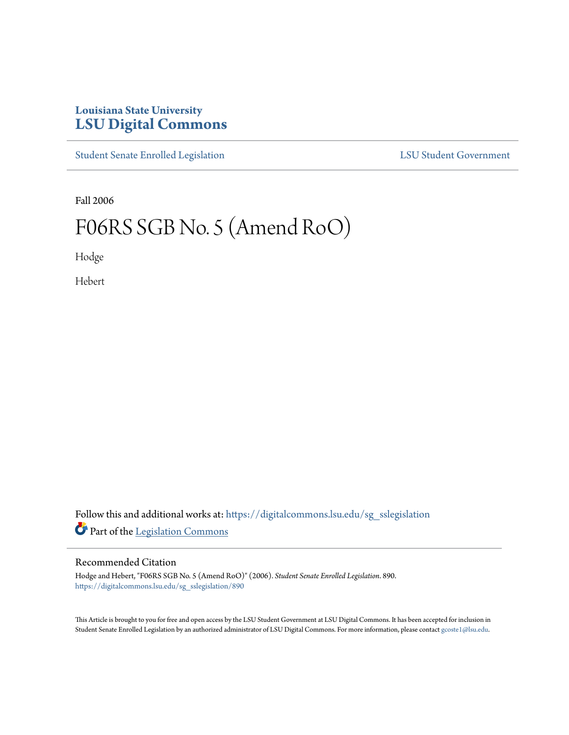Louisiana State University

# LSU Digital Commons

Student Senate Enrolled Legislation

LSU Student Government

Fall 2006

# F06RS SGB No. 5 (Amend RoO)

Hodge

Hebert

Follow this and additional works at: https://digitalcommons.lsu.edu/sg_sslegislation

Part of the Legislation Commons

## Recommended Citation

Hodge and Hebert, "F06RS SGB No. 5 (Amend RoO)" (2006). *Student Senate Enrolled Legislation*. 890.
https://digitalcommons.lsu.edu/sg_sslegislation/890

This Article is brought to you for free and open access by the LSU Student Government at LSU Digital Commons. It has been accepted for inclusion in Student Senate Enrolled Legislation by an authorized administrator of LSU Digital Commons. For more information, please contact gcoste1@lsu.edu.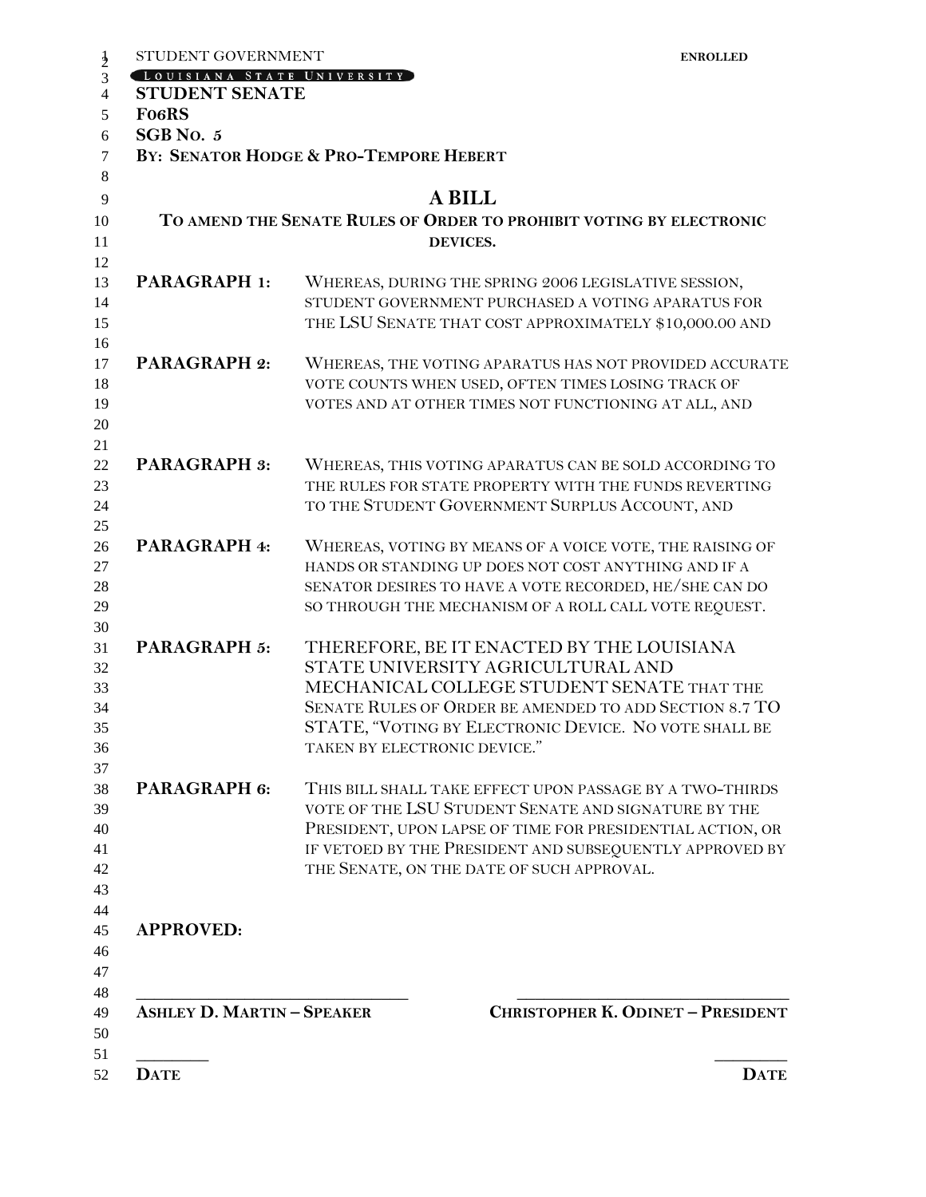STUDENT GOVERNMENT **ENROLLED**

LOUISIANA STATE UNIVERSITY

**STUDENT SENATE**

**F06RS**

**SGB NO. 5**

**BY: SENATOR HODGE & PRO-TEMPORE HEBERT**

# A BILL

## TO AMEND THE SENATE RULES OF ORDER TO PROHIBIT VOTING BY ELECTRONIC DEVICES.

**PARAGRAPH 1:** WHEREAS, DURING THE SPRING 2006 LEGISLATIVE SESSION, STUDENT GOVERNMENT PURCHASED A VOTING APARATUS FOR THE LSU SENATE THAT COST APPROXIMATELY $10,000.00 AND

**PARAGRAPH 2:** WHEREAS, THE VOTING APARATUS HAS NOT PROVIDED ACCURATE VOTE COUNTS WHEN USED, OFTEN TIMES LOSING TRACK OF VOTES AND AT OTHER TIMES NOT FUNCTIONING AT ALL, AND

**PARAGRAPH 3:** WHEREAS, THIS VOTING APARATUS CAN BE SOLD ACCORDING TO THE RULES FOR STATE PROPERTY WITH THE FUNDS REVERTING TO THE STUDENT GOVERNMENT SURPLUS ACCOUNT, AND

**PARAGRAPH 4:** WHEREAS, VOTING BY MEANS OF A VOICE VOTE, THE RAISING OF HANDS OR STANDING UP DOES NOT COST ANYTHING AND IF A SENATOR DESIRES TO HAVE A VOTE RECORDED, HE/SHE CAN DO SO THROUGH THE MECHANISM OF A ROLL CALL VOTE REQUEST.

**PARAGRAPH 5:** THEREFORE, BE IT ENACTED BY THE LOUISIANA STATE UNIVERSITY AGRICULTURAL AND MECHANICAL COLLEGE STUDENT SENATE THAT THE SENATE RULES OF ORDER BE AMENDED TO ADD SECTION 8.7 TO STATE, "VOTING BY ELECTRONIC DEVICE. NO VOTE SHALL BE TAKEN BY ELECTRONIC DEVICE."

**PARAGRAPH 6:** THIS BILL SHALL TAKE EFFECT UPON PASSAGE BY A TWO-THIRDS VOTE OF THE LSU STUDENT SENATE AND SIGNATURE BY THE PRESIDENT, UPON LAPSE OF TIME FOR PRESIDENTIAL ACTION, OR IF VETOED BY THE PRESIDENT AND SUBSEQUENTLY APPROVED BY THE SENATE, ON THE DATE OF SUCH APPROVAL.

**APPROVED:**

\_\_\_\_\_\_\_\_\_\_\_\_\_\_\_\_\_\_\_\_\_\_\_\_\_\_\_\_\_\_ \_\_\_\_\_\_\_\_\_\_\_\_\_\_\_\_\_\_\_\_\_\_\_\_\_\_\_\_\_\_

**ASHLEY D. MARTIN – SPEAKER** **CHRISTOPHER K. ODINET – PRESIDENT**

\_\_\_\_\_\_\_\_ \_\_\_\_\_\_\_\_

**DATE** **DATE**